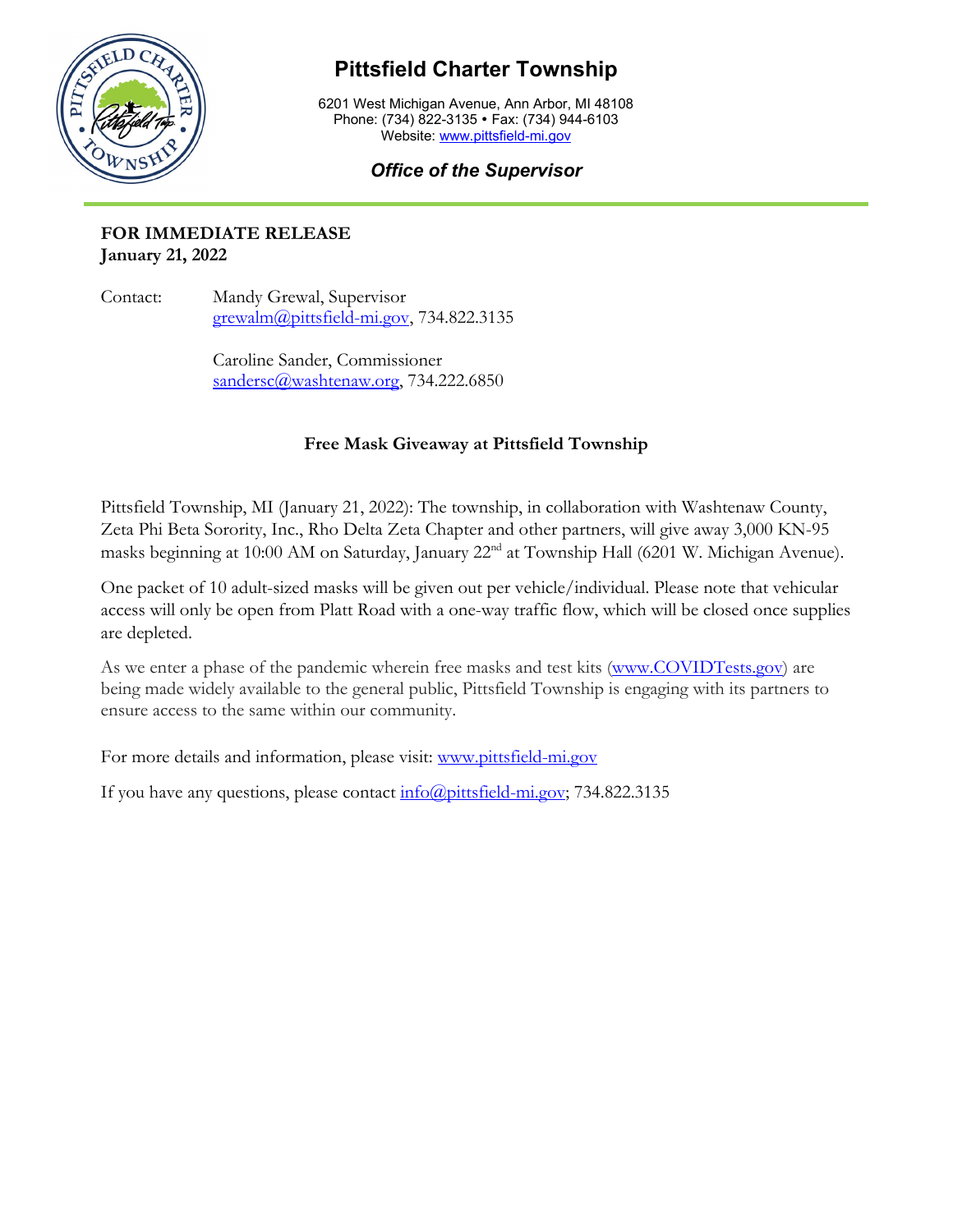# Pittsfield Charter Township

6201 West Michigan Avenue, Ann Arbor, MI 48108
Phone: (734) 822-3135 • Fax: (734) 944-6103
Website: www.pittsfield-mi.gov

*Office of the Supervisor*

---

**FOR IMMEDIATE RELEASE**
**January 21, 2022**

Contact: Mandy Grewal, Supervisor
grewalm@pittsfield-mi.gov, 734.822.3135

Caroline Sander, Commissioner
sandersc@washtenaw.org, 734.222.6850

**Free Mask Giveaway at Pittsfield Township**

Pittsfield Township, MI (January 21, 2022): The township, in collaboration with Washtenaw County, Zeta Phi Beta Sorority, Inc., Rho Delta Zeta Chapter and other partners, will give away 3,000 KN-95 masks beginning at 10:00 AM on Saturday, January 22nd at Township Hall (6201 W. Michigan Avenue).

One packet of 10 adult-sized masks will be given out per vehicle/individual. Please note that vehicular access will only be open from Platt Road with a one-way traffic flow, which will be closed once supplies are depleted.

As we enter a phase of the pandemic wherein free masks and test kits (www.COVIDTests.gov) are being made widely available to the general public, Pittsfield Township is engaging with its partners to ensure access to the same within our community.

For more details and information, please visit: www.pittsfield-mi.gov

If you have any questions, please contact info@pittsfield-mi.gov; 734.822.3135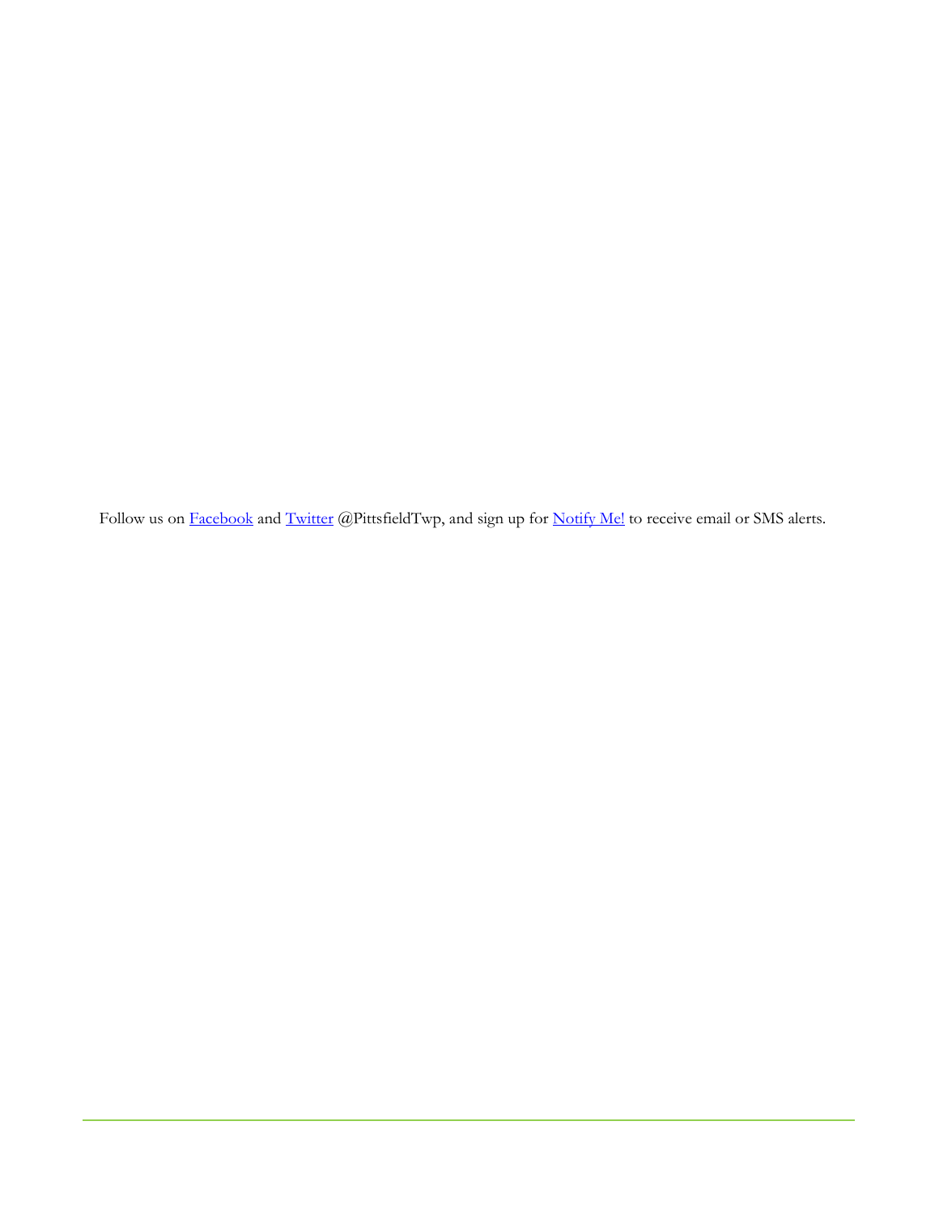Follow us on [Facebook] and [Twitter] @PittsfieldTwp, and sign up for [Notify Me!] to receive email or SMS alerts.